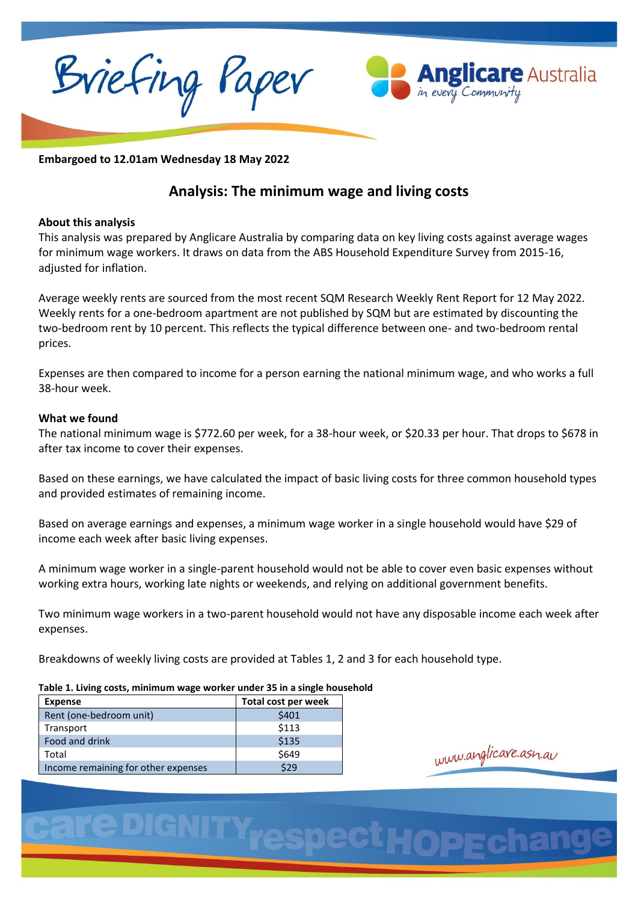# Briefing Paper

**Embargoed to 12.01am Wednesday 18 May 2022**

## Analysis: The minimum wage and living costs

### About this analysis

This analysis was prepared by Anglicare Australia by comparing data on key living costs against average wages for minimum wage workers. It draws on data from the ABS Household Expenditure Survey from 2015-16, adjusted for inflation.

Average weekly rents are sourced from the most recent SQM Research Weekly Rent Report for 12 May 2022. Weekly rents for a one-bedroom apartment are not published by SQM but are estimated by discounting the two-bedroom rent by 10 percent. This reflects the typical difference between one- and two-bedroom rental prices.

Expenses are then compared to income for a person earning the national minimum wage, and who works a full 38-hour week.

### What we found

The national minimum wage is $772.60 per week, for a 38-hour week, or $20.33 per hour. That drops to $678 in after tax income to cover their expenses.

Based on these earnings, we have calculated the impact of basic living costs for three common household types and provided estimates of remaining income.

Based on average earnings and expenses, a minimum wage worker in a single household would have $29 of income each week after basic living expenses.

A minimum wage worker in a single-parent household would not be able to cover even basic expenses without working extra hours, working late nights or weekends, and relying on additional government benefits.

Two minimum wage workers in a two-parent household would not have any disposable income each week after expenses.

Breakdowns of weekly living costs are provided at Tables 1, 2 and 3 for each household type.

**Table 1. Living costs, minimum wage worker under 35 in a single household**

| Expense | Total cost per week |
|---|---|
| Rent (one-bedroom unit) | $401 |
| Transport | $113 |
| Food and drink | $135 |
| Total | $649 |
| Income remaining for other expenses | $29 |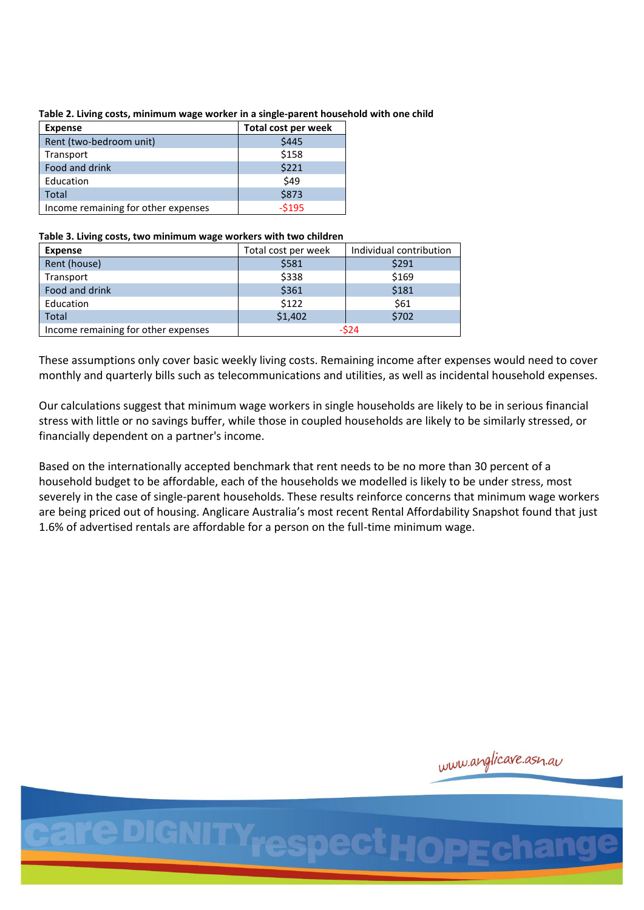**Table 2. Living costs, minimum wage worker in a single-parent household with one child**

| Expense | Total cost per week |
| --- | --- |
| Rent (two-bedroom unit) | $445 |
| Transport | $158 |
| Food and drink | $221 |
| Education | $49 |
| Total | $873 |
| Income remaining for other expenses | -$195 |

**Table 3. Living costs, two minimum wage workers with two children**

| Expense | Total cost per week | Individual contribution |
| --- | --- | --- |
| Rent (house) | $581 | $291 |
| Transport | $338 | $169 |
| Food and drink | $361 | $181 |
| Education | $122 | $61 |
| Total | $1,402 | $702 |
| Income remaining for other expenses | -$24 | |

These assumptions only cover basic weekly living costs. Remaining income after expenses would need to cover monthly and quarterly bills such as telecommunications and utilities, as well as incidental household expenses.

Our calculations suggest that minimum wage workers in single households are likely to be in serious financial stress with little or no savings buffer, while those in coupled households are likely to be similarly stressed, or financially dependent on a partner's income.

Based on the internationally accepted benchmark that rent needs to be no more than 30 percent of a household budget to be affordable, each of the households we modelled is likely to be under stress, most severely in the case of single-parent households. These results reinforce concerns that minimum wage workers are being priced out of housing. Anglicare Australia's most recent Rental Affordability Snapshot found that just 1.6% of advertised rentals are affordable for a person on the full-time minimum wage.